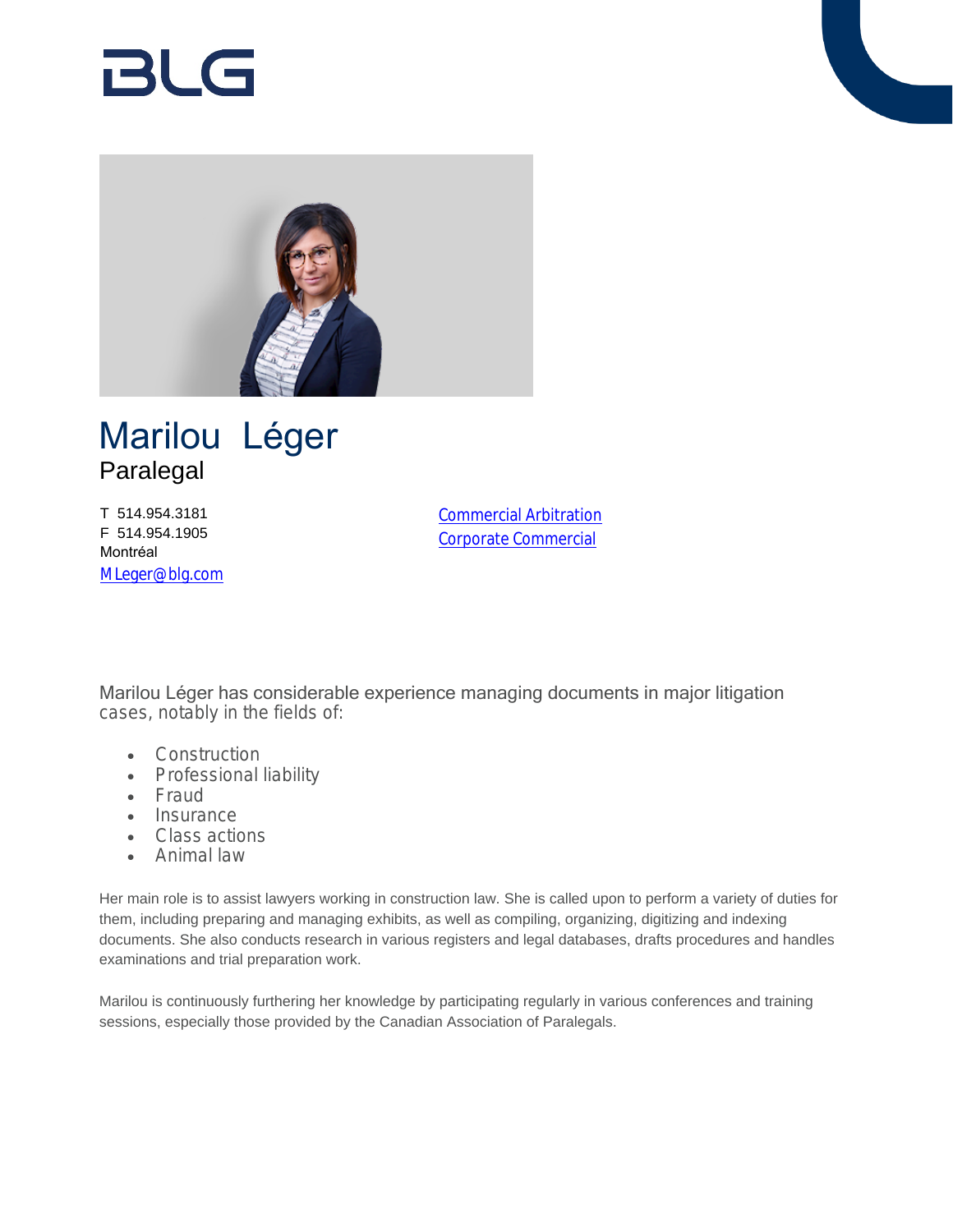BLG

# Marilou Léger

## Paralegal

T 514.954.3181
F 514.954.1905
Montréal
MLeger@blg.com

Commercial Arbitration
Corporate Commercial

Marilou Léger has considerable experience managing documents in major litigation cases, notably in the fields of:

- Construction
- Professional liability
- Fraud
- Insurance
- Class actions
- Animal law

Her main role is to assist lawyers working in construction law. She is called upon to perform a variety of duties for them, including preparing and managing exhibits, as well as compiling, organizing, digitizing and indexing documents. She also conducts research in various registers and legal databases, drafts procedures and handles examinations and trial preparation work.

Marilou is continuously furthering her knowledge by participating regularly in various conferences and training sessions, especially those provided by the Canadian Association of Paralegals.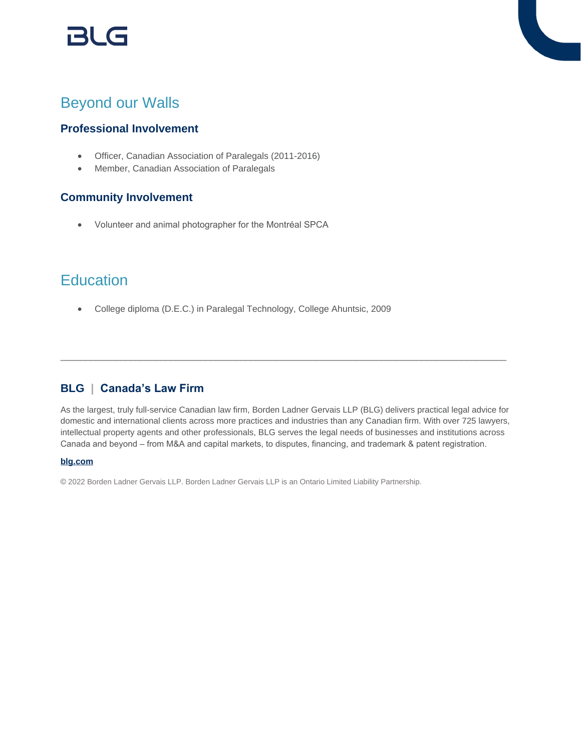BLG

## Beyond our Walls

### Professional Involvement

- Officer, Canadian Association of Paralegals (2011-2016)
- Member, Canadian Association of Paralegals

### Community Involvement

- Volunteer and animal photographer for the Montréal SPCA

## Education

- College diploma (D.E.C.) in Paralegal Technology, College Ahuntsic, 2009

---

### BLG | Canada's Law Firm

As the largest, truly full-service Canadian law firm, Borden Ladner Gervais LLP (BLG) delivers practical legal advice for domestic and international clients across more practices and industries than any Canadian firm. With over 725 lawyers, intellectual property agents and other professionals, BLG serves the legal needs of businesses and institutions across Canada and beyond – from M&A and capital markets, to disputes, financing, and trademark & patent registration.

**blg.com**

© 2022 Borden Ladner Gervais LLP. Borden Ladner Gervais LLP is an Ontario Limited Liability Partnership.